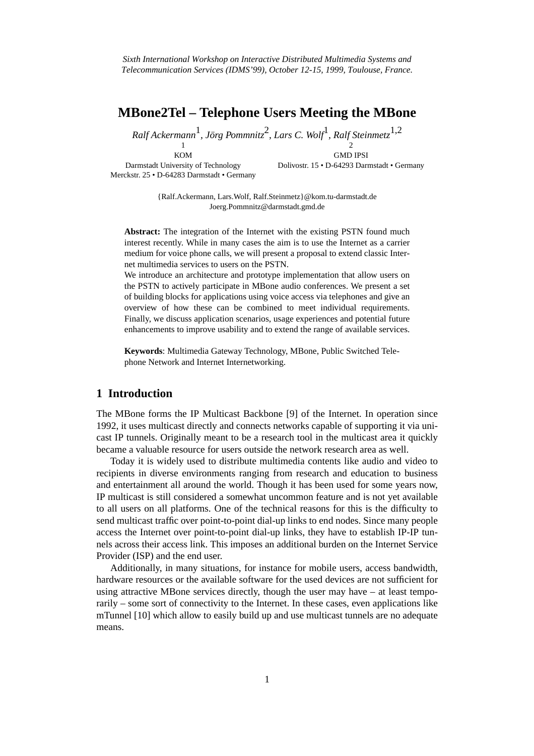*Sixth International Workshop on Interactive Distributed Multimedia Systems and Telecommunication Services (IDMS'99), October 12-15, 1999, Toulouse, France.*

# MBone2Tel – Telephone Users Meeting the MBone

*Ralf Ackermann*[1]*, Jörg Pommnitz*[2]*, Lars C. Wolf*[1]*, Ralf Steinmetz*[1,2]

[1] KOM
Darmstadt University of Technology
Merckstr. 25 • D-64283 Darmstadt • Germany

[2] GMD IPSI
Dolivostr. 15 • D-64293 Darmstadt • Germany

{Ralf.Ackermann, Lars.Wolf, Ralf.Steinmetz}@kom.tu-darmstadt.de
Joerg.Pommnitz@darmstadt.gmd.de

**Abstract:** The integration of the Internet with the existing PSTN found much interest recently. While in many cases the aim is to use the Internet as a carrier medium for voice phone calls, we will present a proposal to extend classic Internet multimedia services to users on the PSTN.
We introduce an architecture and prototype implementation that allow users on the PSTN to actively participate in MBone audio conferences. We present a set of building blocks for applications using voice access via telephones and give an overview of how these can be combined to meet individual requirements. Finally, we discuss application scenarios, usage experiences and potential future enhancements to improve usability and to extend the range of available services.

**Keywords**: Multimedia Gateway Technology, MBone, Public Switched Telephone Network and Internet Internetworking.

## 1 Introduction

The MBone forms the IP Multicast Backbone [9] of the Internet. In operation since 1992, it uses multicast directly and connects networks capable of supporting it via unicast IP tunnels. Originally meant to be a research tool in the multicast area it quickly became a valuable resource for users outside the network research area as well.

Today it is widely used to distribute multimedia contents like audio and video to recipients in diverse environments ranging from research and education to business and entertainment all around the world. Though it has been used for some years now, IP multicast is still considered a somewhat uncommon feature and is not yet available to all users on all platforms. One of the technical reasons for this is the difficulty to send multicast traffic over point-to-point dial-up links to end nodes. Since many people access the Internet over point-to-point dial-up links, they have to establish IP-IP tunnels across their access link. This imposes an additional burden on the Internet Service Provider (ISP) and the end user.

Additionally, in many situations, for instance for mobile users, access bandwidth, hardware resources or the available software for the used devices are not sufficient for using attractive MBone services directly, though the user may have – at least temporarily – some sort of connectivity to the Internet. In these cases, even applications like mTunnel [10] which allow to easily build up and use multicast tunnels are no adequate means.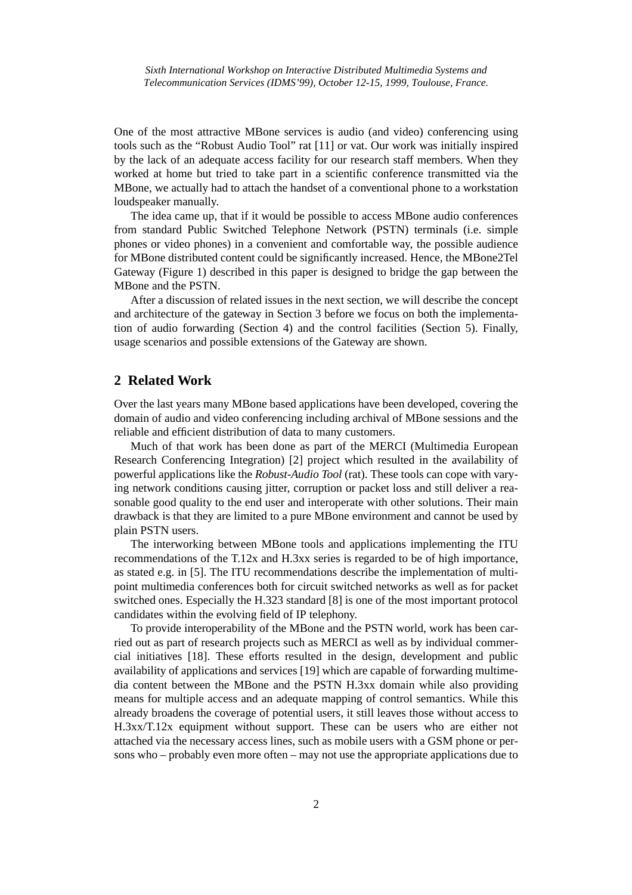One of the most attractive MBone services is audio (and video) conferencing using tools such as the "Robust Audio Tool" rat [11] or vat. Our work was initially inspired by the lack of an adequate access facility for our research staff members. When they worked at home but tried to take part in a scientific conference transmitted via the MBone, we actually had to attach the handset of a conventional phone to a workstation loudspeaker manually.

The idea came up, that if it would be possible to access MBone audio conferences from standard Public Switched Telephone Network (PSTN) terminals (i.e. simple phones or video phones) in a convenient and comfortable way, the possible audience for MBone distributed content could be significantly increased. Hence, the MBone2Tel Gateway (Figure 1) described in this paper is designed to bridge the gap between the MBone and the PSTN.

After a discussion of related issues in the next section, we will describe the concept and architecture of the gateway in Section 3 before we focus on both the implementation of audio forwarding (Section 4) and the control facilities (Section 5). Finally, usage scenarios and possible extensions of the Gateway are shown.

## 2 Related Work

Over the last years many MBone based applications have been developed, covering the domain of audio and video conferencing including archival of MBone sessions and the reliable and efficient distribution of data to many customers.

Much of that work has been done as part of the MERCI (Multimedia European Research Conferencing Integration) [2] project which resulted in the availability of powerful applications like the *Robust-Audio Tool* (rat). These tools can cope with varying network conditions causing jitter, corruption or packet loss and still deliver a reasonable good quality to the end user and interoperate with other solutions. Their main drawback is that they are limited to a pure MBone environment and cannot be used by plain PSTN users.

The interworking between MBone tools and applications implementing the ITU recommendations of the T.12x and H.3xx series is regarded to be of high importance, as stated e.g. in [5]. The ITU recommendations describe the implementation of multipoint multimedia conferences both for circuit switched networks as well as for packet switched ones. Especially the H.323 standard [8] is one of the most important protocol candidates within the evolving field of IP telephony.

To provide interoperability of the MBone and the PSTN world, work has been carried out as part of research projects such as MERCI as well as by individual commercial initiatives [18]. These efforts resulted in the design, development and public availability of applications and services [19] which are capable of forwarding multimedia content between the MBone and the PSTN H.3xx domain while also providing means for multiple access and an adequate mapping of control semantics. While this already broadens the coverage of potential users, it still leaves those without access to H.3xx/T.12x equipment without support. These can be users who are either not attached via the necessary access lines, such as mobile users with a GSM phone or persons who – probably even more often – may not use the appropriate applications due to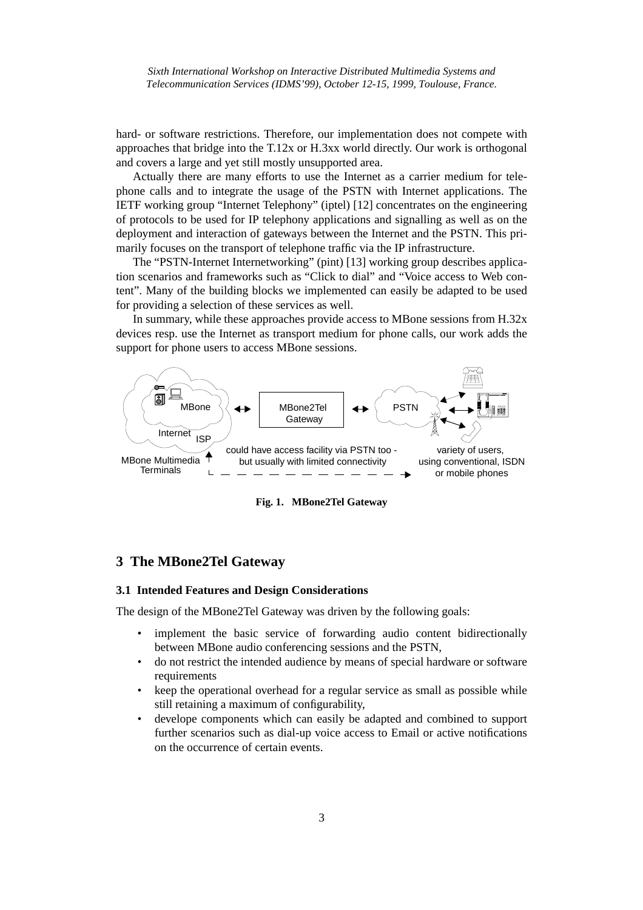hard- or software restrictions. Therefore, our implementation does not compete with approaches that bridge into the T.12x or H.3xx world directly. Our work is orthogonal and covers a large and yet still mostly unsupported area.

Actually there are many efforts to use the Internet as a carrier medium for telephone calls and to integrate the usage of the PSTN with Internet applications. The IETF working group "Internet Telephony" (iptel) [12] concentrates on the engineering of protocols to be used for IP telephony applications and signalling as well as on the deployment and interaction of gateways between the Internet and the PSTN. This primarily focuses on the transport of telephone traffic via the IP infrastructure.

The "PSTN-Internet Internetworking" (pint) [13] working group describes application scenarios and frameworks such as "Click to dial" and "Voice access to Web content". Many of the building blocks we implemented can easily be adapted to be used for providing a selection of these services as well.

In summary, while these approaches provide access to MBone sessions from H.32x devices resp. use the Internet as transport medium for phone calls, our work adds the support for phone users to access MBone sessions.

MBone
Internet
ISP
MBone2Tel Gateway
PSTN
MBone Multimedia Terminals
could have access facility via PSTN too - but usually with limited connectivity
variety of users, using conventional, ISDN or mobile phones

**Fig. 1. MBone2Tel Gateway**

## 3 The MBone2Tel Gateway

### 3.1 Intended Features and Design Considerations

The design of the MBone2Tel Gateway was driven by the following goals:

- implement the basic service of forwarding audio content bidirectionally between MBone audio conferencing sessions and the PSTN,
- do not restrict the intended audience by means of special hardware or software requirements
- keep the operational overhead for a regular service as small as possible while still retaining a maximum of configurability,
- develope components which can easily be adapted and combined to support further scenarios such as dial-up voice access to Email or active notifications on the occurrence of certain events.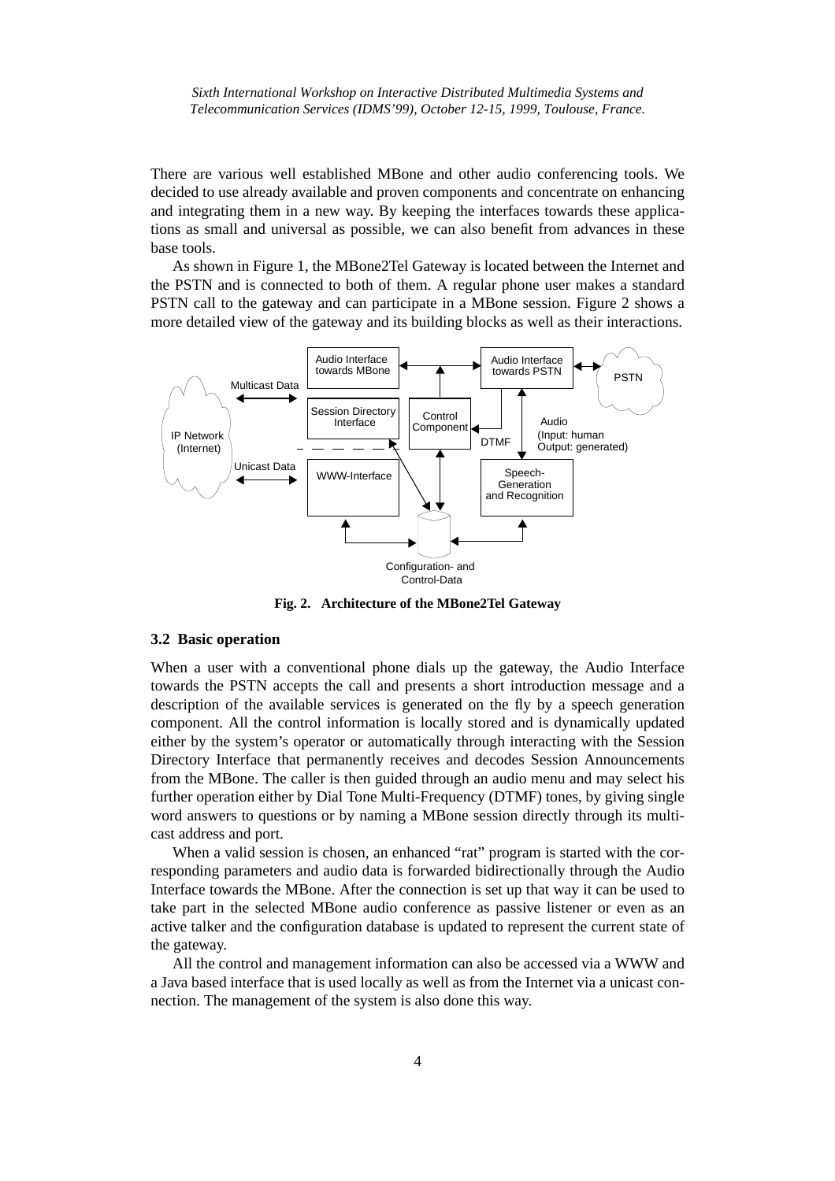There are various well established MBone and other audio conferencing tools. We decided to use already available and proven components and concentrate on enhancing and integrating them in a new way. By keeping the interfaces towards these applications as small and universal as possible, we can also benefit from advances in these base tools.

As shown in Figure 1, the MBone2Tel Gateway is located between the Internet and the PSTN and is connected to both of them. A regular phone user makes a standard PSTN call to the gateway and can participate in a MBone session. Figure 2 shows a more detailed view of the gateway and its building blocks as well as their interactions.

Audio Interface towards MBone
Audio Interface towards PSTN
PSTN
Multicast Data
Session Directory Interface
Control Component
Audio (Input: human Output: generated)
IP Network (Internet)
DTMF
Unicast Data
WWW-Interface
Speech-Generation and Recognition
Configuration- and Control-Data

**Fig. 2. Architecture of the MBone2Tel Gateway**

### 3.2 Basic operation

When a user with a conventional phone dials up the gateway, the Audio Interface towards the PSTN accepts the call and presents a short introduction message and a description of the available services is generated on the fly by a speech generation component. All the control information is locally stored and is dynamically updated either by the system's operator or automatically through interacting with the Session Directory Interface that permanently receives and decodes Session Announcements from the MBone. The caller is then guided through an audio menu and may select his further operation either by Dial Tone Multi-Frequency (DTMF) tones, by giving single word answers to questions or by naming a MBone session directly through its multicast address and port.

When a valid session is chosen, an enhanced "rat" program is started with the corresponding parameters and audio data is forwarded bidirectionally through the Audio Interface towards the MBone. After the connection is set up that way it can be used to take part in the selected MBone audio conference as passive listener or even as an active talker and the configuration database is updated to represent the current state of the gateway.

All the control and management information can also be accessed via a WWW and a Java based interface that is used locally as well as from the Internet via a unicast connection. The management of the system is also done this way.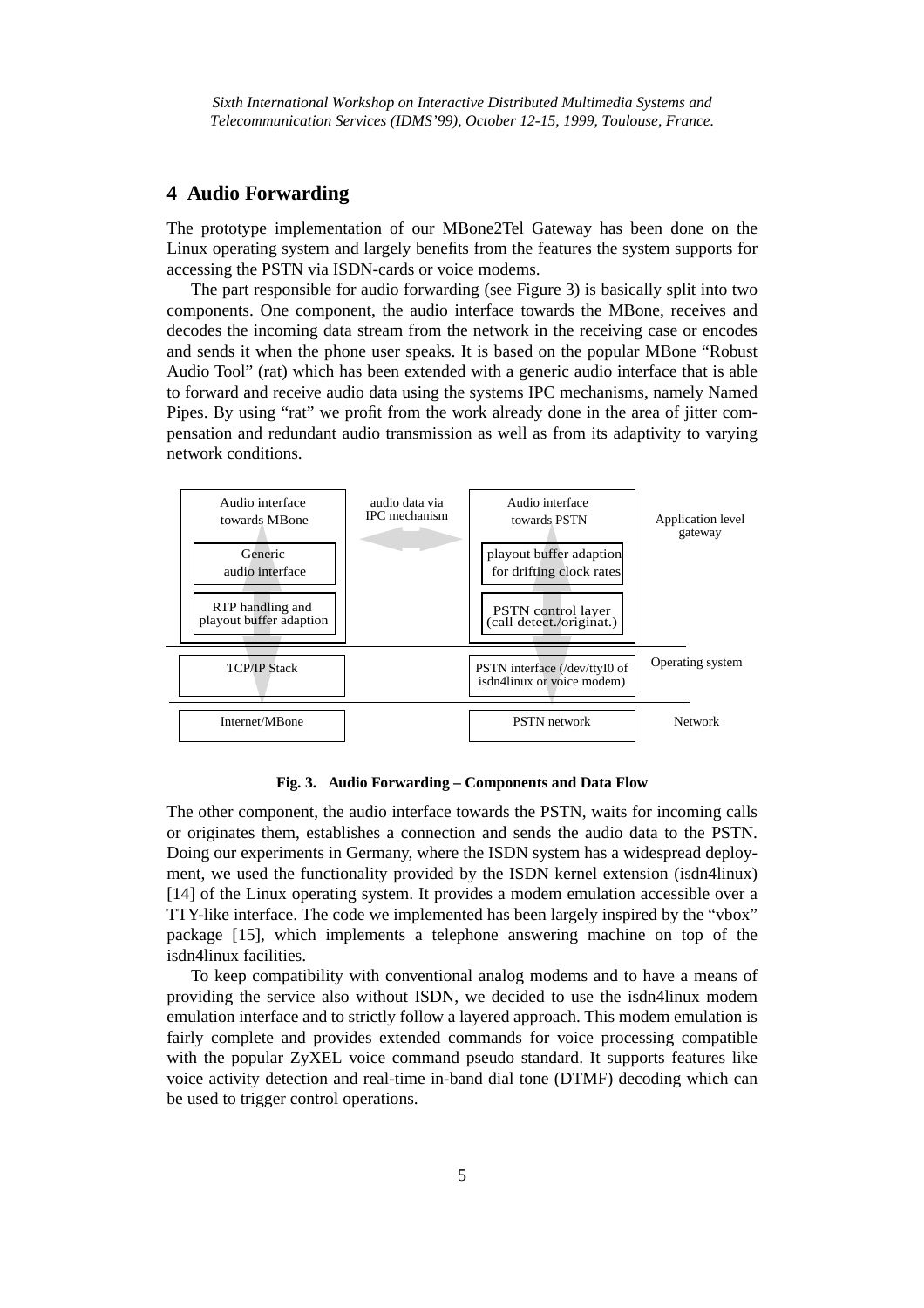## 4 Audio Forwarding

The prototype implementation of our MBone2Tel Gateway has been done on the Linux operating system and largely benefits from the features the system supports for accessing the PSTN via ISDN-cards or voice modems.

The part responsible for audio forwarding (see Figure 3) is basically split into two components. One component, the audio interface towards the MBone, receives and decodes the incoming data stream from the network in the receiving case or encodes and sends it when the phone user speaks. It is based on the popular MBone "Robust Audio Tool" (rat) which has been extended with a generic audio interface that is able to forward and receive audio data using the systems IPC mechanisms, namely Named Pipes. By using "rat" we profit from the work already done in the area of jitter compensation and redundant audio transmission as well as from its adaptivity to varying network conditions.

Audio interface towards MBone

Generic audio interface

RTP handling and playout buffer adaption

audio data via IPC mechanism

Audio interface towards PSTN

playout buffer adaption for drifting clock rates

PSTN control layer (call detect./originat.)

Application level gateway

TCP/IP Stack

PSTN interface (/dev/ttyI0 of isdn4linux or voice modem)

Operating system

Internet/MBone

PSTN network

Network

**Fig. 3. Audio Forwarding – Components and Data Flow**

The other component, the audio interface towards the PSTN, waits for incoming calls or originates them, establishes a connection and sends the audio data to the PSTN. Doing our experiments in Germany, where the ISDN system has a widespread deployment, we used the functionality provided by the ISDN kernel extension (isdn4linux) [14] of the Linux operating system. It provides a modem emulation accessible over a TTY-like interface. The code we implemented has been largely inspired by the "vbox" package [15], which implements a telephone answering machine on top of the isdn4linux facilities.

To keep compatibility with conventional analog modems and to have a means of providing the service also without ISDN, we decided to use the isdn4linux modem emulation interface and to strictly follow a layered approach. This modem emulation is fairly complete and provides extended commands for voice processing compatible with the popular ZyXEL voice command pseudo standard. It supports features like voice activity detection and real-time in-band dial tone (DTMF) decoding which can be used to trigger control operations.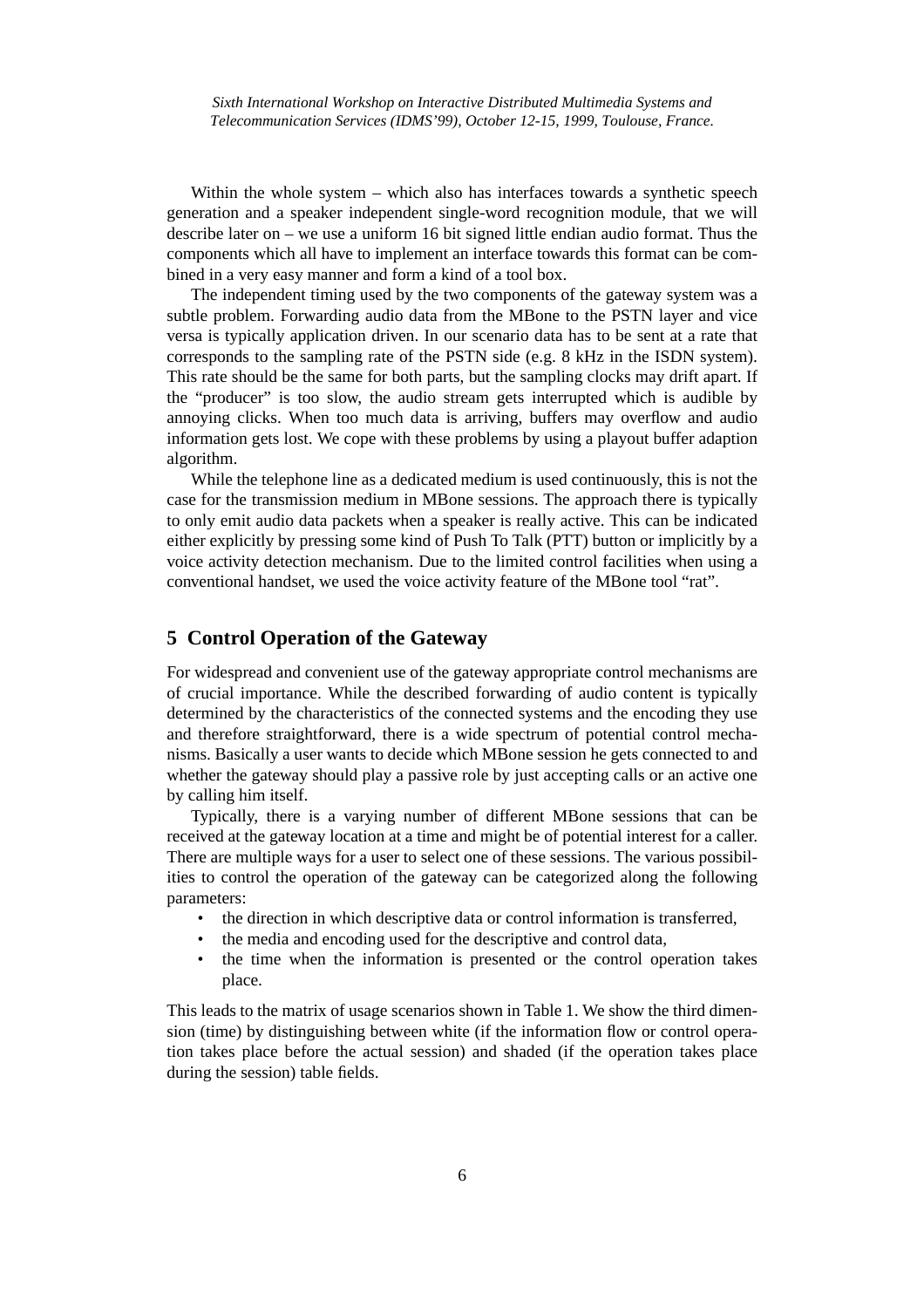Within the whole system – which also has interfaces towards a synthetic speech generation and a speaker independent single-word recognition module, that we will describe later on – we use a uniform 16 bit signed little endian audio format. Thus the components which all have to implement an interface towards this format can be combined in a very easy manner and form a kind of a tool box.

The independent timing used by the two components of the gateway system was a subtle problem. Forwarding audio data from the MBone to the PSTN layer and vice versa is typically application driven. In our scenario data has to be sent at a rate that corresponds to the sampling rate of the PSTN side (e.g. 8 kHz in the ISDN system). This rate should be the same for both parts, but the sampling clocks may drift apart. If the "producer" is too slow, the audio stream gets interrupted which is audible by annoying clicks. When too much data is arriving, buffers may overflow and audio information gets lost. We cope with these problems by using a playout buffer adaption algorithm.

While the telephone line as a dedicated medium is used continuously, this is not the case for the transmission medium in MBone sessions. The approach there is typically to only emit audio data packets when a speaker is really active. This can be indicated either explicitly by pressing some kind of Push To Talk (PTT) button or implicitly by a voice activity detection mechanism. Due to the limited control facilities when using a conventional handset, we used the voice activity feature of the MBone tool "rat".

## 5 Control Operation of the Gateway

For widespread and convenient use of the gateway appropriate control mechanisms are of crucial importance. While the described forwarding of audio content is typically determined by the characteristics of the connected systems and the encoding they use and therefore straightforward, there is a wide spectrum of potential control mechanisms. Basically a user wants to decide which MBone session he gets connected to and whether the gateway should play a passive role by just accepting calls or an active one by calling him itself.

Typically, there is a varying number of different MBone sessions that can be received at the gateway location at a time and might be of potential interest for a caller. There are multiple ways for a user to select one of these sessions. The various possibilities to control the operation of the gateway can be categorized along the following parameters:

- the direction in which descriptive data or control information is transferred,
- the media and encoding used for the descriptive and control data,
- the time when the information is presented or the control operation takes place.

This leads to the matrix of usage scenarios shown in Table 1. We show the third dimension (time) by distinguishing between white (if the information flow or control operation takes place before the actual session) and shaded (if the operation takes place during the session) table fields.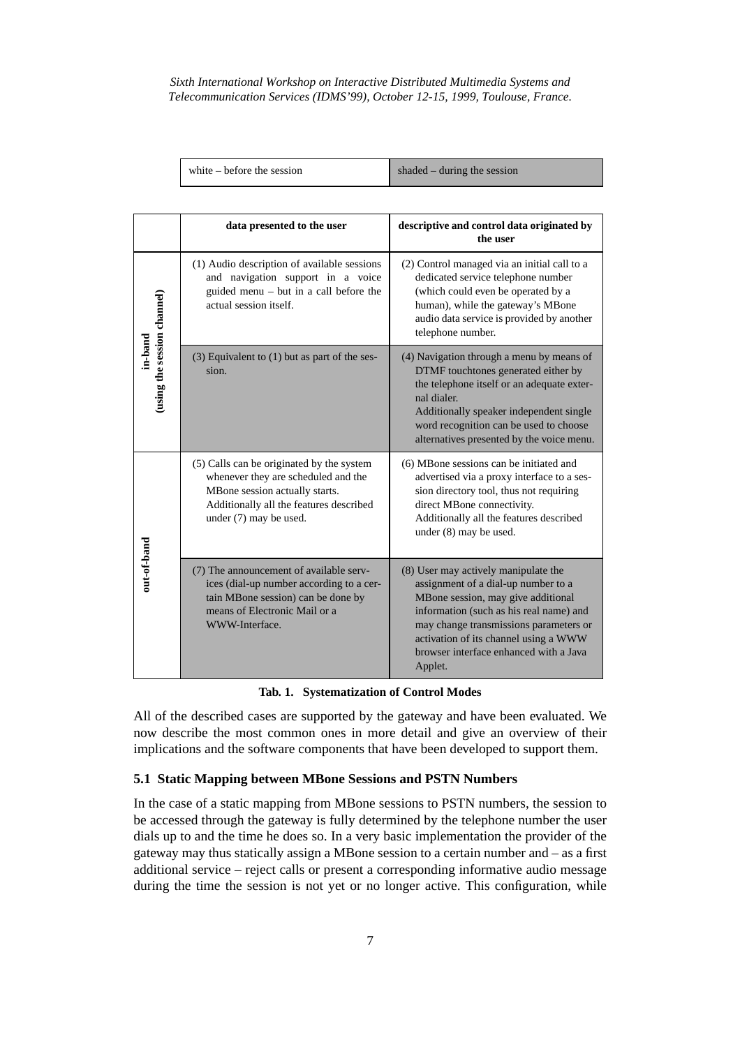| white – before the session | shaded – during the session |
|---|---|

| | data presented to the user | descriptive and control data originated by the user |
|---|---|---|
| **in-band (using the session channel)** | (1) Audio description of available sessions and navigation support in a voice guided menu – but in a call before the actual session itself. | (2) Control managed via an initial call to a dedicated service telephone number (which could even be operated by a human), while the gateway's MBone audio data service is provided by another telephone number. |
| | (3) Equivalent to (1) but as part of the session. | (4) Navigation through a menu by means of DTMF touchtones generated either by the telephone itself or an adequate external dialer. Additionally speaker independent single word recognition can be used to choose alternatives presented by the voice menu. |
| **out-of-band** | (5) Calls can be originated by the system whenever they are scheduled and the MBone session actually starts. Additionally all the features described under (7) may be used. | (6) MBone sessions can be initiated and advertised via a proxy interface to a session directory tool, thus not requiring direct MBone connectivity. Additionally all the features described under (8) may be used. |
| | (7) The announcement of available services (dial-up number according to a certain MBone session) can be done by means of Electronic Mail or a WWW-Interface. | (8) User may actively manipulate the assignment of a dial-up number to a MBone session, may give additional information (such as his real name) and may change transmissions parameters or activation of its channel using a WWW browser interface enhanced with a Java Applet. |

**Tab. 1. Systematization of Control Modes**

All of the described cases are supported by the gateway and have been evaluated. We now describe the most common ones in more detail and give an overview of their implications and the software components that have been developed to support them.

### 5.1 Static Mapping between MBone Sessions and PSTN Numbers

In the case of a static mapping from MBone sessions to PSTN numbers, the session to be accessed through the gateway is fully determined by the telephone number the user dials up to and the time he does so. In a very basic implementation the provider of the gateway may thus statically assign a MBone session to a certain number and – as a first additional service – reject calls or present a corresponding informative audio message during the time the session is not yet or no longer active. This configuration, while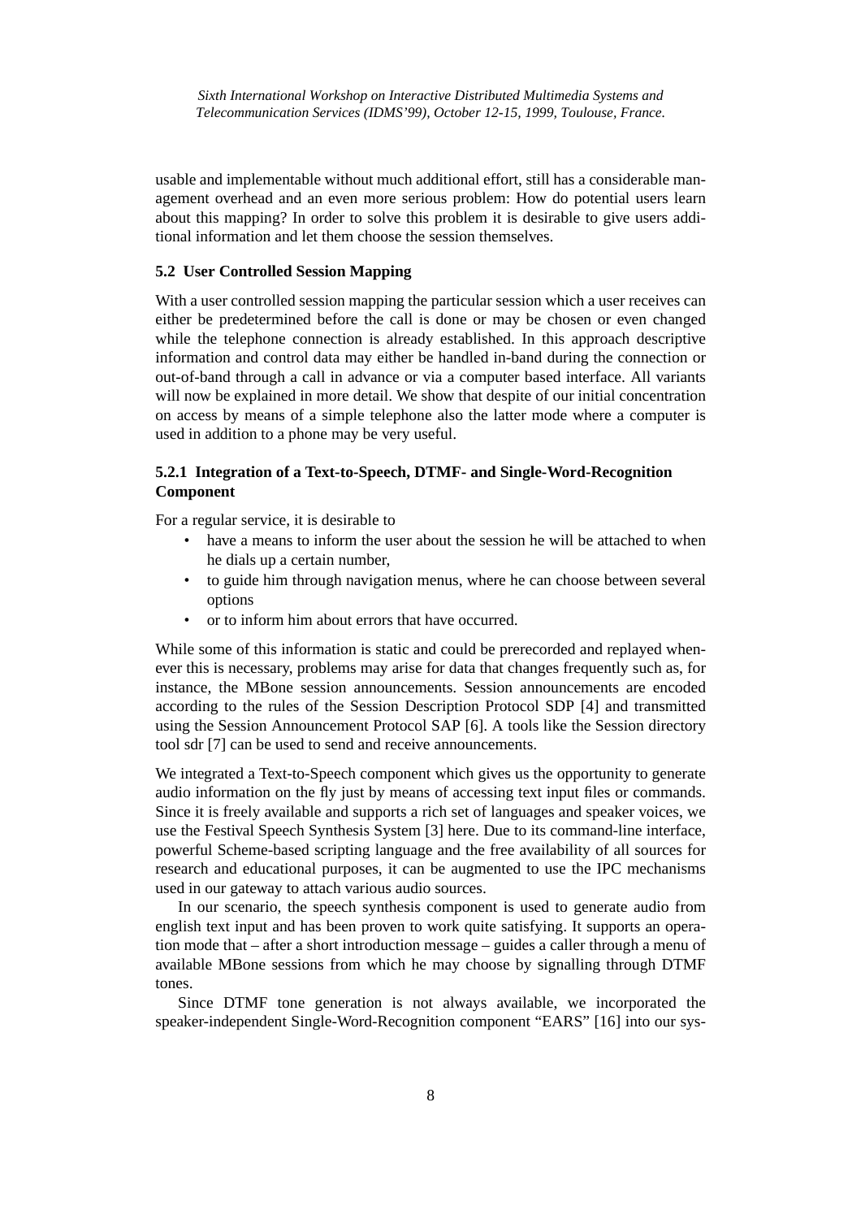usable and implementable without much additional effort, still has a considerable management overhead and an even more serious problem: How do potential users learn about this mapping? In order to solve this problem it is desirable to give users additional information and let them choose the session themselves.

### 5.2 User Controlled Session Mapping

With a user controlled session mapping the particular session which a user receives can either be predetermined before the call is done or may be chosen or even changed while the telephone connection is already established. In this approach descriptive information and control data may either be handled in-band during the connection or out-of-band through a call in advance or via a computer based interface. All variants will now be explained in more detail. We show that despite of our initial concentration on access by means of a simple telephone also the latter mode where a computer is used in addition to a phone may be very useful.

#### 5.2.1 Integration of a Text-to-Speech, DTMF- and Single-Word-Recognition Component

For a regular service, it is desirable to

- have a means to inform the user about the session he will be attached to when he dials up a certain number,
- to guide him through navigation menus, where he can choose between several options
- or to inform him about errors that have occurred.

While some of this information is static and could be prerecorded and replayed whenever this is necessary, problems may arise for data that changes frequently such as, for instance, the MBone session announcements. Session announcements are encoded according to the rules of the Session Description Protocol SDP [4] and transmitted using the Session Announcement Protocol SAP [6]. A tools like the Session directory tool sdr [7] can be used to send and receive announcements.

We integrated a Text-to-Speech component which gives us the opportunity to generate audio information on the fly just by means of accessing text input files or commands. Since it is freely available and supports a rich set of languages and speaker voices, we use the Festival Speech Synthesis System [3] here. Due to its command-line interface, powerful Scheme-based scripting language and the free availability of all sources for research and educational purposes, it can be augmented to use the IPC mechanisms used in our gateway to attach various audio sources.

In our scenario, the speech synthesis component is used to generate audio from english text input and has been proven to work quite satisfying. It supports an operation mode that – after a short introduction message – guides a caller through a menu of available MBone sessions from which he may choose by signalling through DTMF tones.

Since DTMF tone generation is not always available, we incorporated the speaker-independent Single-Word-Recognition component "EARS" [16] into our sys-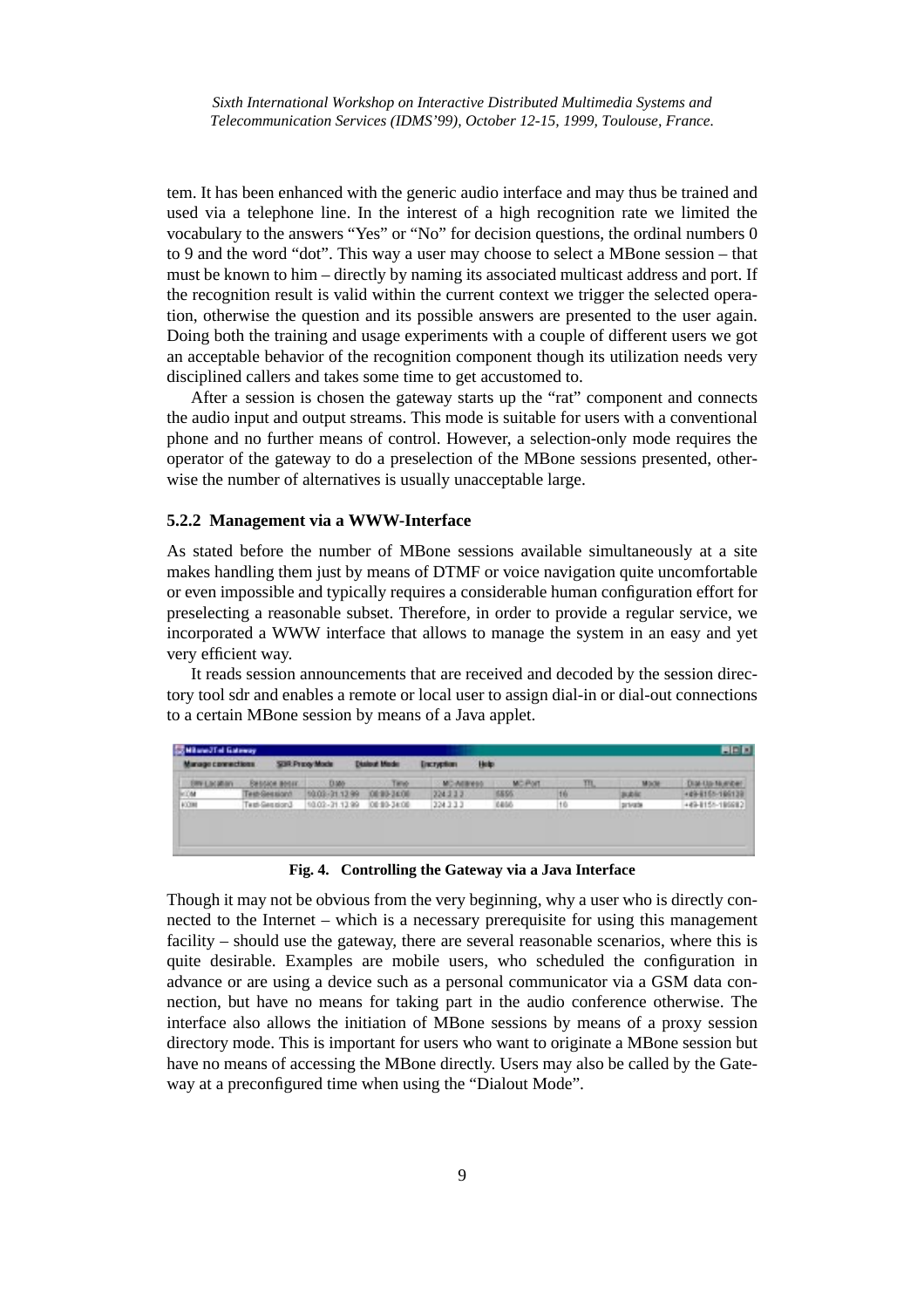tem. It has been enhanced with the generic audio interface and may thus be trained and used via a telephone line. In the interest of a high recognition rate we limited the vocabulary to the answers "Yes" or "No" for decision questions, the ordinal numbers 0 to 9 and the word "dot". This way a user may choose to select a MBone session – that must be known to him – directly by naming its associated multicast address and port. If the recognition result is valid within the current context we trigger the selected operation, otherwise the question and its possible answers are presented to the user again. Doing both the training and usage experiments with a couple of different users we got an acceptable behavior of the recognition component though its utilization needs very disciplined callers and takes some time to get accustomed to.

After a session is chosen the gateway starts up the "rat" component and connects the audio input and output streams. This mode is suitable for users with a conventional phone and no further means of control. However, a selection-only mode requires the operator of the gateway to do a preselection of the MBone sessions presented, otherwise the number of alternatives is usually unacceptable large.

#### 5.2.2 Management via a WWW-Interface

As stated before the number of MBone sessions available simultaneously at a site makes handling them just by means of DTMF or voice navigation quite uncomfortable or even impossible and typically requires a considerable human configuration effort for preselecting a reasonable subset. Therefore, in order to provide a regular service, we incorporated a WWW interface that allows to manage the system in an easy and yet very efficient way.

It reads session announcements that are received and decoded by the session directory tool sdr and enables a remote or local user to assign dial-in or dial-out connections to a certain MBone session by means of a Java applet.

**Fig. 4. Controlling the Gateway via a Java Interface**

Though it may not be obvious from the very beginning, why a user who is directly connected to the Internet – which is a necessary prerequisite for using this management facility – should use the gateway, there are several reasonable scenarios, where this is quite desirable. Examples are mobile users, who scheduled the configuration in advance or are using a device such as a personal communicator via a GSM data connection, but have no means for taking part in the audio conference otherwise. The interface also allows the initiation of MBone sessions by means of a proxy session directory mode. This is important for users who want to originate a MBone session but have no means of accessing the MBone directly. Users may also be called by the Gateway at a preconfigured time when using the "Dialout Mode".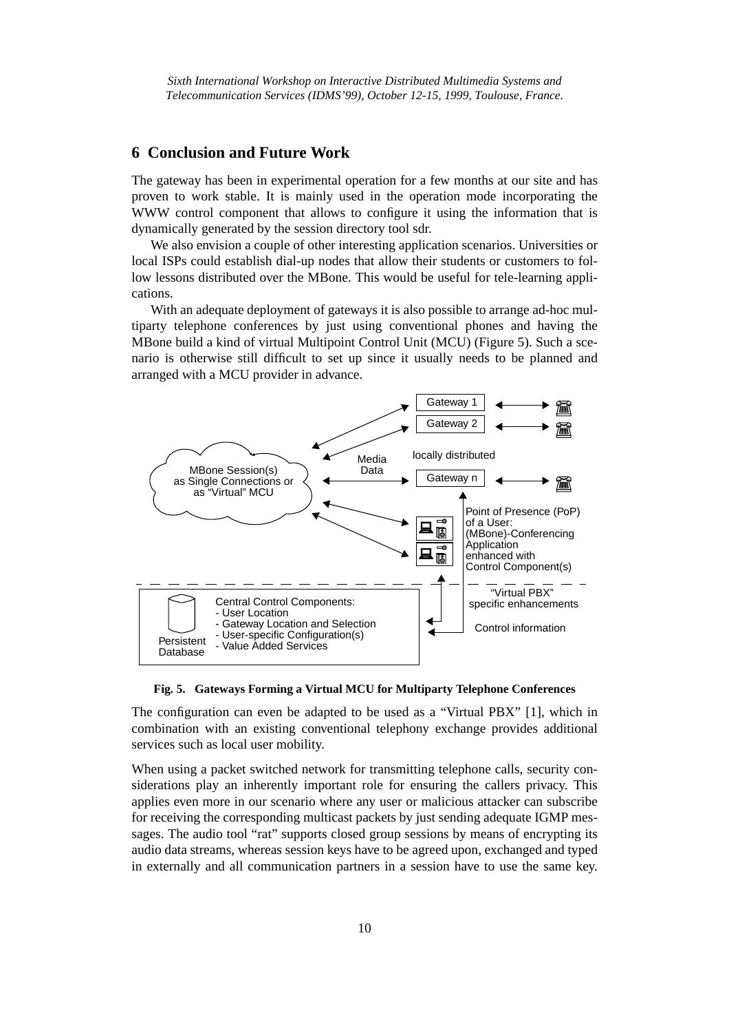## 6 Conclusion and Future Work

The gateway has been in experimental operation for a few months at our site and has proven to work stable. It is mainly used in the operation mode incorporating the WWW control component that allows to configure it using the information that is dynamically generated by the session directory tool sdr.

We also envision a couple of other interesting application scenarios. Universities or local ISPs could establish dial-up nodes that allow their students or customers to follow lessons distributed over the MBone. This would be useful for tele-learning applications.

With an adequate deployment of gateways it is also possible to arrange ad-hoc multiparty telephone conferences by just using conventional phones and having the MBone build a kind of virtual Multipoint Control Unit (MCU) (Figure 5). Such a scenario is otherwise still difficult to set up since it usually needs to be planned and arranged with a MCU provider in advance.

Gateway 1
Gateway 2
locally distributed
Gateway n
Media Data
MBone Session(s) as Single Connections or as "Virtual" MCU
Point of Presence (PoP) of a User: (MBone)-Conferencing Application enhanced with Control Component(s)
"Virtual PBX" specific enhancements
Control information
Central Control Components:
- User Location
- Gateway Location and Selection
- User-specific Configuration(s)
- Value Added Services
Persistent Database

**Fig. 5. Gateways Forming a Virtual MCU for Multiparty Telephone Conferences**

The configuration can even be adapted to be used as a "Virtual PBX" [1], which in combination with an existing conventional telephony exchange provides additional services such as local user mobility.

When using a packet switched network for transmitting telephone calls, security considerations play an inherently important role for ensuring the callers privacy. This applies even more in our scenario where any user or malicious attacker can subscribe for receiving the corresponding multicast packets by just sending adequate IGMP messages. The audio tool "rat" supports closed group sessions by means of encrypting its audio data streams, whereas session keys have to be agreed upon, exchanged and typed in externally and all communication partners in a session have to use the same key.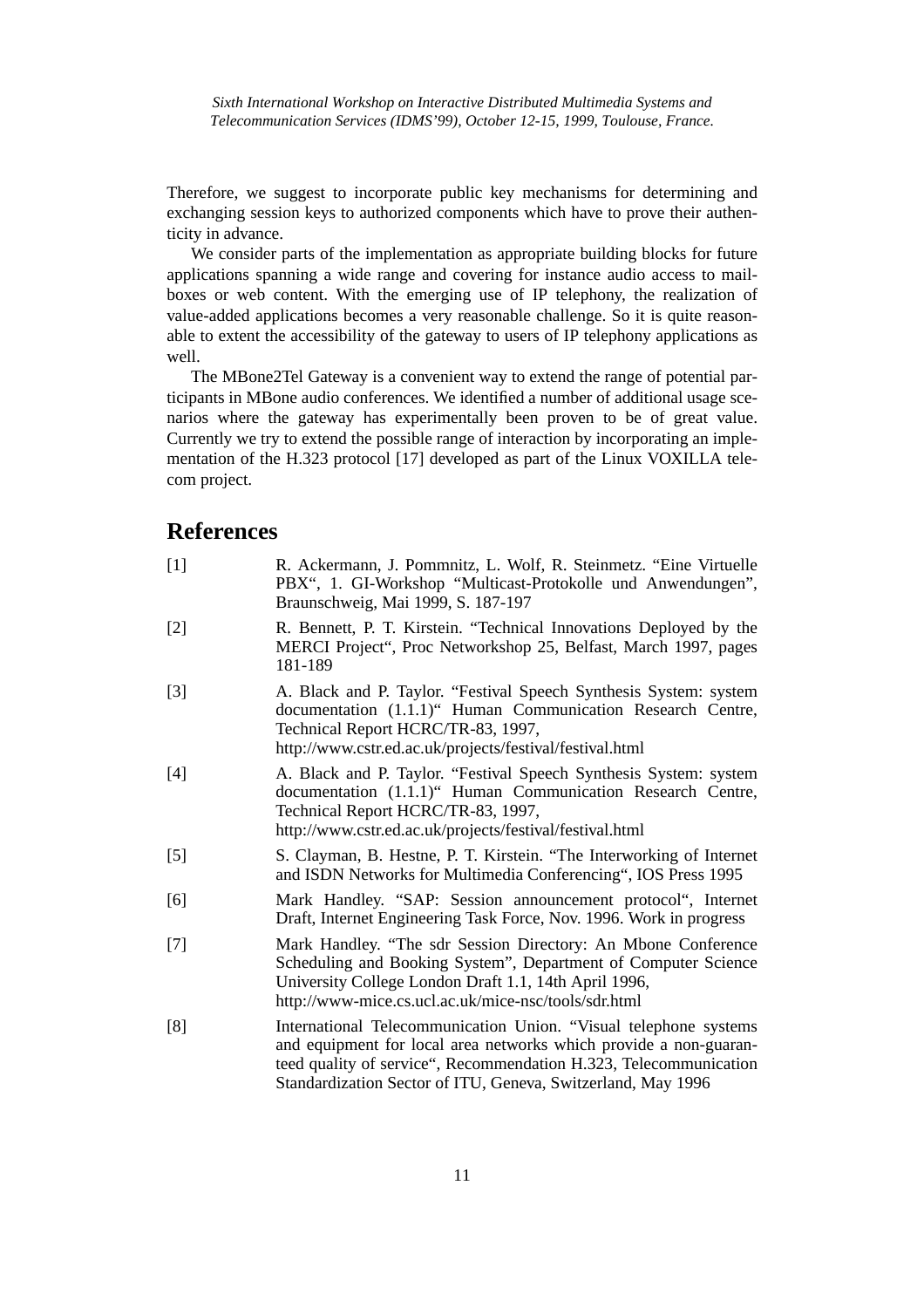Therefore, we suggest to incorporate public key mechanisms for determining and exchanging session keys to authorized components which have to prove their authenticity in advance.

We consider parts of the implementation as appropriate building blocks for future applications spanning a wide range and covering for instance audio access to mailboxes or web content. With the emerging use of IP telephony, the realization of value-added applications becomes a very reasonable challenge. So it is quite reasonable to extent the accessibility of the gateway to users of IP telephony applications as well.

The MBone2Tel Gateway is a convenient way to extend the range of potential participants in MBone audio conferences. We identified a number of additional usage scenarios where the gateway has experimentally been proven to be of great value. Currently we try to extend the possible range of interaction by incorporating an implementation of the H.323 protocol [17] developed as part of the Linux VOXILLA telecom project.

## References

[1] R. Ackermann, J. Pommnitz, L. Wolf, R. Steinmetz. "Eine Virtuelle PBX", 1. GI-Workshop "Multicast-Protokolle und Anwendungen", Braunschweig, Mai 1999, S. 187-197

[2] R. Bennett, P. T. Kirstein. "Technical Innovations Deployed by the MERCI Project", Proc Networkshop 25, Belfast, March 1997, pages 181-189

[3] A. Black and P. Taylor. "Festival Speech Synthesis System: system documentation (1.1.1)" Human Communication Research Centre, Technical Report HCRC/TR-83, 1997, http://www.cstr.ed.ac.uk/projects/festival/festival.html

[4] A. Black and P. Taylor. "Festival Speech Synthesis System: system documentation (1.1.1)" Human Communication Research Centre, Technical Report HCRC/TR-83, 1997, http://www.cstr.ed.ac.uk/projects/festival/festival.html

[5] S. Clayman, B. Hestne, P. T. Kirstein. "The Interworking of Internet and ISDN Networks for Multimedia Conferencing", IOS Press 1995

[6] Mark Handley. "SAP: Session announcement protocol", Internet Draft, Internet Engineering Task Force, Nov. 1996. Work in progress

[7] Mark Handley. "The sdr Session Directory: An Mbone Conference Scheduling and Booking System", Department of Computer Science University College London Draft 1.1, 14th April 1996, http://www-mice.cs.ucl.ac.uk/mice-nsc/tools/sdr.html

[8] International Telecommunication Union. "Visual telephone systems and equipment for local area networks which provide a non-guaranteed quality of service", Recommendation H.323, Telecommunication Standardization Sector of ITU, Geneva, Switzerland, May 1996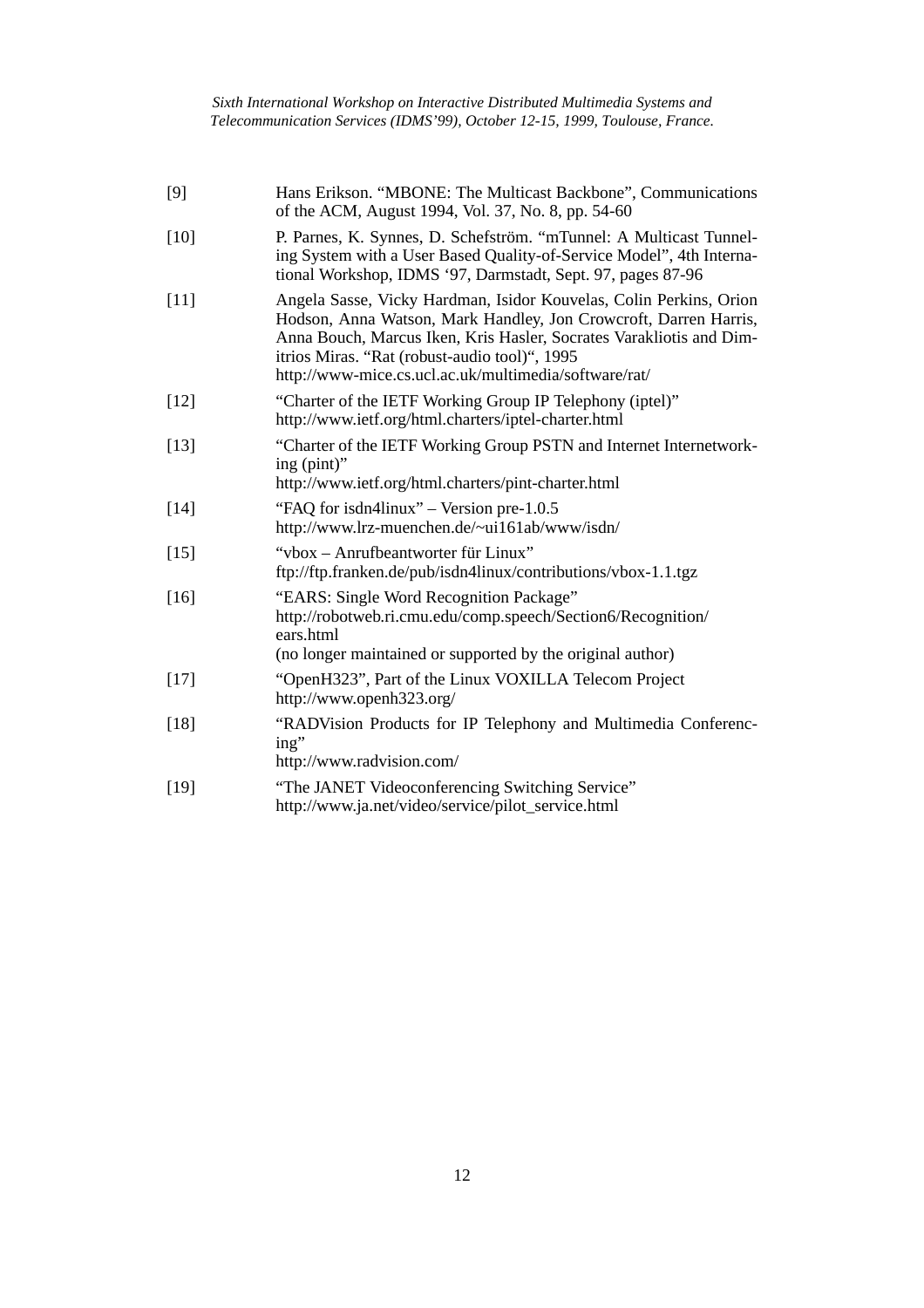[9] Hans Erikson. “MBONE: The Multicast Backbone”, Communications of the ACM, August 1994, Vol. 37, No. 8, pp. 54-60

[10] P. Parnes, K. Synnes, D. Schefström. “mTunnel: A Multicast Tunneling System with a User Based Quality-of-Service Model”, 4th International Workshop, IDMS ‘97, Darmstadt, Sept. 97, pages 87-96

[11] Angela Sasse, Vicky Hardman, Isidor Kouvelas, Colin Perkins, Orion Hodson, Anna Watson, Mark Handley, Jon Crowcroft, Darren Harris, Anna Bouch, Marcus Iken, Kris Hasler, Socrates Varakliotis and Dimitrios Miras. “Rat (robust-audio tool)“, 1995 http://www-mice.cs.ucl.ac.uk/multimedia/software/rat/

[12] “Charter of the IETF Working Group IP Telephony (iptel)” http://www.ietf.org/html.charters/iptel-charter.html

[13] “Charter of the IETF Working Group PSTN and Internet Internetworking (pint)” http://www.ietf.org/html.charters/pint-charter.html

[14] “FAQ for isdn4linux” – Version pre-1.0.5 http://www.lrz-muenchen.de/~ui161ab/www/isdn/

[15] “vbox – Anrufbeantworter für Linux” ftp://ftp.franken.de/pub/isdn4linux/contributions/vbox-1.1.tgz

[16] “EARS: Single Word Recognition Package” http://robotweb.ri.cmu.edu/comp.speech/Section6/Recognition/ears.html (no longer maintained or supported by the original author)

[17] “OpenH323”, Part of the Linux VOXILLA Telecom Project http://www.openh323.org/

[18] “RADVision Products for IP Telephony and Multimedia Conferencing” http://www.radvision.com/

[19] “The JANET Videoconferencing Switching Service” http://www.ja.net/video/service/pilot_service.html